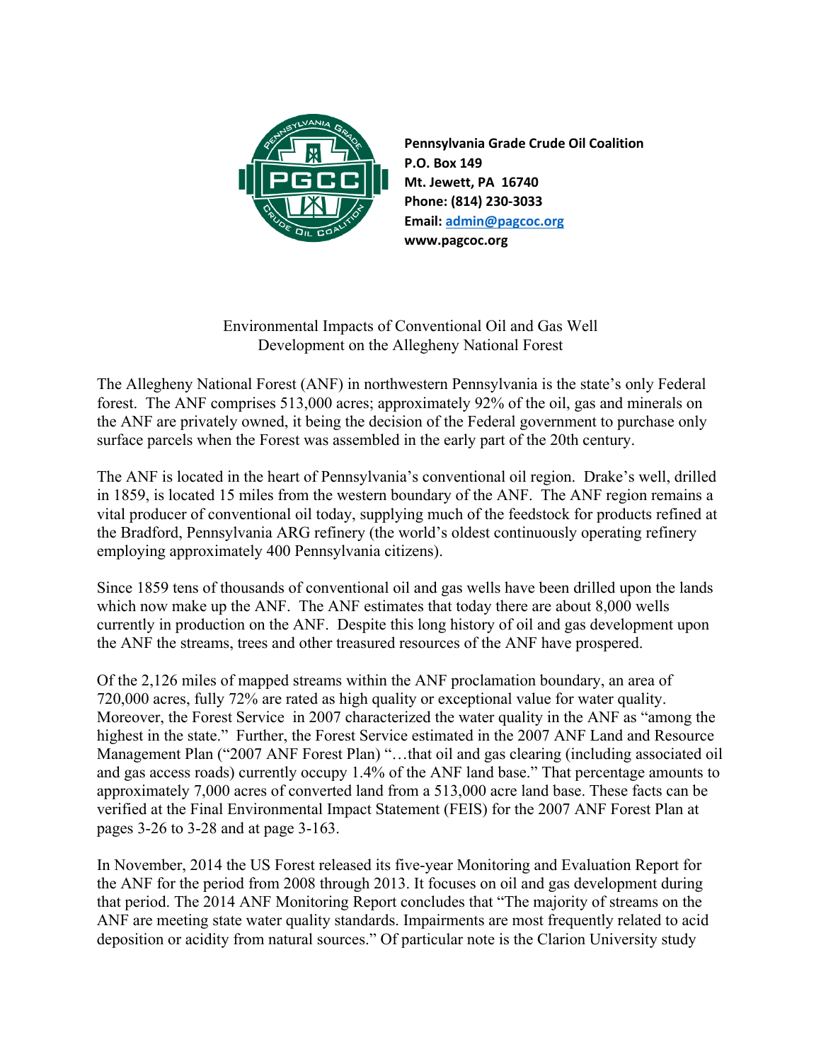**Pennsylvania Grade Crude Oil Coalition**
**P.O. Box 149**
**Mt. Jewett, PA 16740**
**Phone: (814) 230-3033**
**Email: admin@pagcoc.org**
**www.pagcoc.org**

# Environmental Impacts of Conventional Oil and Gas Well Development on the Allegheny National Forest

The Allegheny National Forest (ANF) in northwestern Pennsylvania is the state's only Federal forest. The ANF comprises 513,000 acres; approximately 92% of the oil, gas and minerals on the ANF are privately owned, it being the decision of the Federal government to purchase only surface parcels when the Forest was assembled in the early part of the 20th century.

The ANF is located in the heart of Pennsylvania's conventional oil region. Drake's well, drilled in 1859, is located 15 miles from the western boundary of the ANF. The ANF region remains a vital producer of conventional oil today, supplying much of the feedstock for products refined at the Bradford, Pennsylvania ARG refinery (the world's oldest continuously operating refinery employing approximately 400 Pennsylvania citizens).

Since 1859 tens of thousands of conventional oil and gas wells have been drilled upon the lands which now make up the ANF. The ANF estimates that today there are about 8,000 wells currently in production on the ANF. Despite this long history of oil and gas development upon the ANF the streams, trees and other treasured resources of the ANF have prospered.

Of the 2,126 miles of mapped streams within the ANF proclamation boundary, an area of 720,000 acres, fully 72% are rated as high quality or exceptional value for water quality. Moreover, the Forest Service in 2007 characterized the water quality in the ANF as "among the highest in the state." Further, the Forest Service estimated in the 2007 ANF Land and Resource Management Plan ("2007 ANF Forest Plan") "…that oil and gas clearing (including associated oil and gas access roads) currently occupy 1.4% of the ANF land base." That percentage amounts to approximately 7,000 acres of converted land from a 513,000 acre land base. These facts can be verified at the Final Environmental Impact Statement (FEIS) for the 2007 ANF Forest Plan at pages 3-26 to 3-28 and at page 3-163.

In November, 2014 the US Forest released its five-year Monitoring and Evaluation Report for the ANF for the period from 2008 through 2013. It focuses on oil and gas development during that period. The 2014 ANF Monitoring Report concludes that "The majority of streams on the ANF are meeting state water quality standards. Impairments are most frequently related to acid deposition or acidity from natural sources." Of particular note is the Clarion University study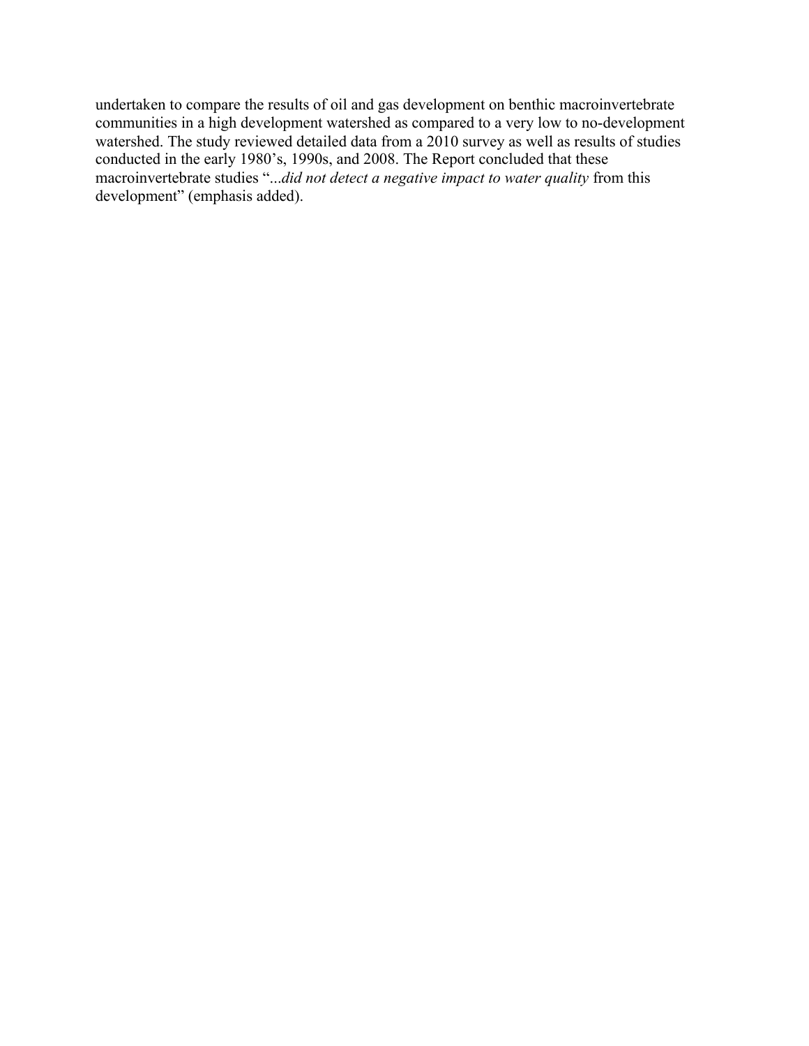undertaken to compare the results of oil and gas development on benthic macroinvertebrate communities in a high development watershed as compared to a very low to no-development watershed. The study reviewed detailed data from a 2010 survey as well as results of studies conducted in the early 1980's, 1990s, and 2008. The Report concluded that these macroinvertebrate studies "...*did not detect a negative impact to water quality* from this development" (emphasis added).